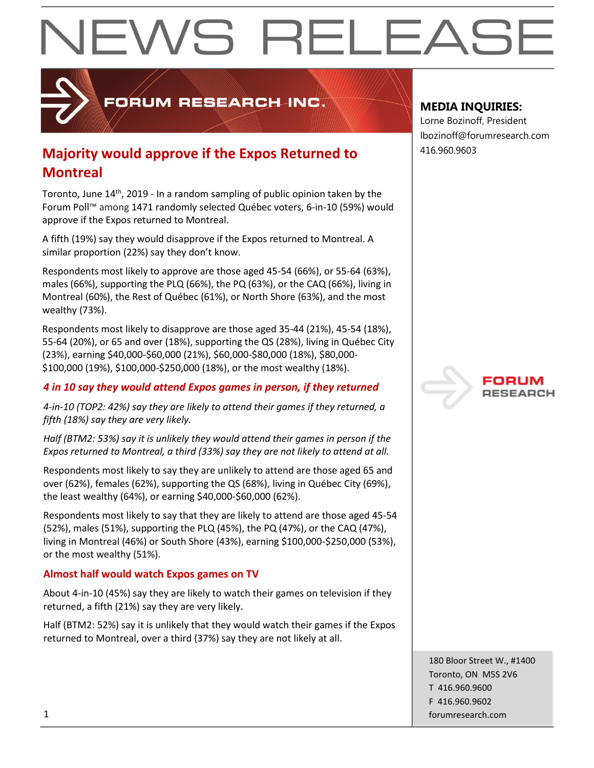# NEWS RELEASE

FORUM RESEARCH INC.

**MEDIA INQUIRIES:**
Lorne Bozinoff, President
lbozinoff@forumresearch.com
416.960.9603

## Majority would approve if the Expos Returned to Montreal

Toronto, June 14th, 2019 - In a random sampling of public opinion taken by the Forum Poll™ among 1471 randomly selected Québec voters, 6-in-10 (59%) would approve if the Expos returned to Montreal.

A fifth (19%) say they would disapprove if the Expos returned to Montreal. A similar proportion (22%) say they don't know.

Respondents most likely to approve are those aged 45-54 (66%), or 55-64 (63%), males (66%), supporting the PLQ (66%), the PQ (63%), or the CAQ (66%), living in Montreal (60%), the Rest of Québec (61%), or North Shore (63%), and the most wealthy (73%).

Respondents most likely to disapprove are those aged 35-44 (21%), 45-54 (18%), 55-64 (20%), or 65 and over (18%), supporting the QS (28%), living in Québec City (23%), earning \$40,000-\$60,000 (21%), \$60,000-\$80,000 (18%), \$80,000-\$100,000 (19%), \$100,000-\$250,000 (18%), or the most wealthy (18%).

### *4 in 10 say they would attend Expos games in person, if they returned*

*4-in-10 (TOP2: 42%) say they are likely to attend their games if they returned, a fifth (18%) say they are very likely.*

*Half (BTM2: 53%) say it is unlikely they would attend their games in person if the Expos returned to Montreal, a third (33%) say they are not likely to attend at all.*

Respondents most likely to say they are unlikely to attend are those aged 65 and over (62%), females (62%), supporting the QS (68%), living in Québec City (69%), the least wealthy (64%), or earning \$40,000-\$60,000 (62%).

Respondents most likely to say that they are likely to attend are those aged 45-54 (52%), males (51%), supporting the PLQ (45%), the PQ (47%), or the CAQ (47%), living in Montreal (46%) or South Shore (43%), earning \$100,000-\$250,000 (53%), or the most wealthy (51%).

### Almost half would watch Expos games on TV

About 4-in-10 (45%) say they are likely to watch their games on television if they returned, a fifth (21%) say they are very likely.

Half (BTM2: 52%) say it is unlikely that they would watch their games if the Expos returned to Montreal, over a third (37%) say they are not likely at all.

180 Bloor Street W., #1400
Toronto, ON M5S 2V6
T 416.960.9600
F 416.960.9602
forumresearch.com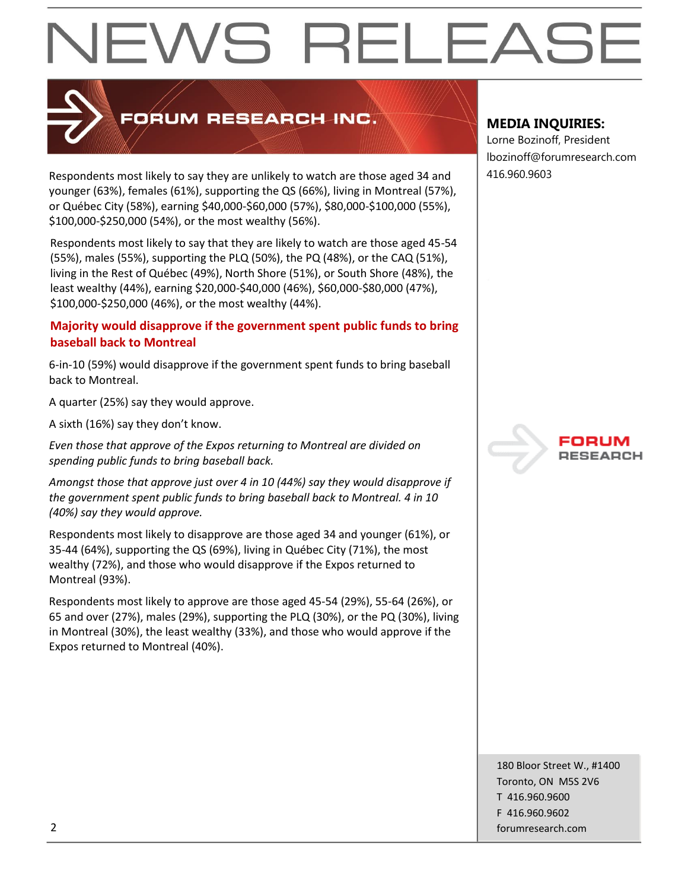Respondents most likely to say they are unlikely to watch are those aged 34 and younger (63%), females (61%), supporting the QS (66%), living in Montreal (57%), or Québec City (58%), earning $40,000-$60,000 (57%), $80,000-$100,000 (55%), $100,000-$250,000 (54%), or the most wealthy (56%).

Respondents most likely to say that they are likely to watch are those aged 45-54 (55%), males (55%), supporting the PLQ (50%), the PQ (48%), or the CAQ (51%), living in the Rest of Québec (49%), North Shore (51%), or South Shore (48%), the least wealthy (44%), earning $20,000-$40,000 (46%), $60,000-$80,000 (47%), $100,000-$250,000 (46%), or the most wealthy (44%).

## Majority would disapprove if the government spent public funds to bring baseball back to Montreal

6-in-10 (59%) would disapprove if the government spent funds to bring baseball back to Montreal.

A quarter (25%) say they would approve.

A sixth (16%) say they don't know.

*Even those that approve of the Expos returning to Montreal are divided on spending public funds to bring baseball back.*

*Amongst those that approve just over 4 in 10 (44%) say they would disapprove if the government spent public funds to bring baseball back to Montreal. 4 in 10 (40%) say they would approve.*

Respondents most likely to disapprove are those aged 34 and younger (61%), or 35-44 (64%), supporting the QS (69%), living in Québec City (71%), the most wealthy (72%), and those who would disapprove if the Expos returned to Montreal (93%).

Respondents most likely to approve are those aged 45-54 (29%), 55-64 (26%), or 65 and over (27%), males (29%), supporting the PLQ (30%), or the PQ (30%), living in Montreal (30%), the least wealthy (33%), and those who would approve if the Expos returned to Montreal (40%).

**MEDIA INQUIRIES:**
Lorne Bozinoff, President
lbozinoff@forumresearch.com
416.960.9603

180 Bloor Street W., #1400
Toronto, ON M5S 2V6
T 416.960.9600
F 416.960.9602
forumresearch.com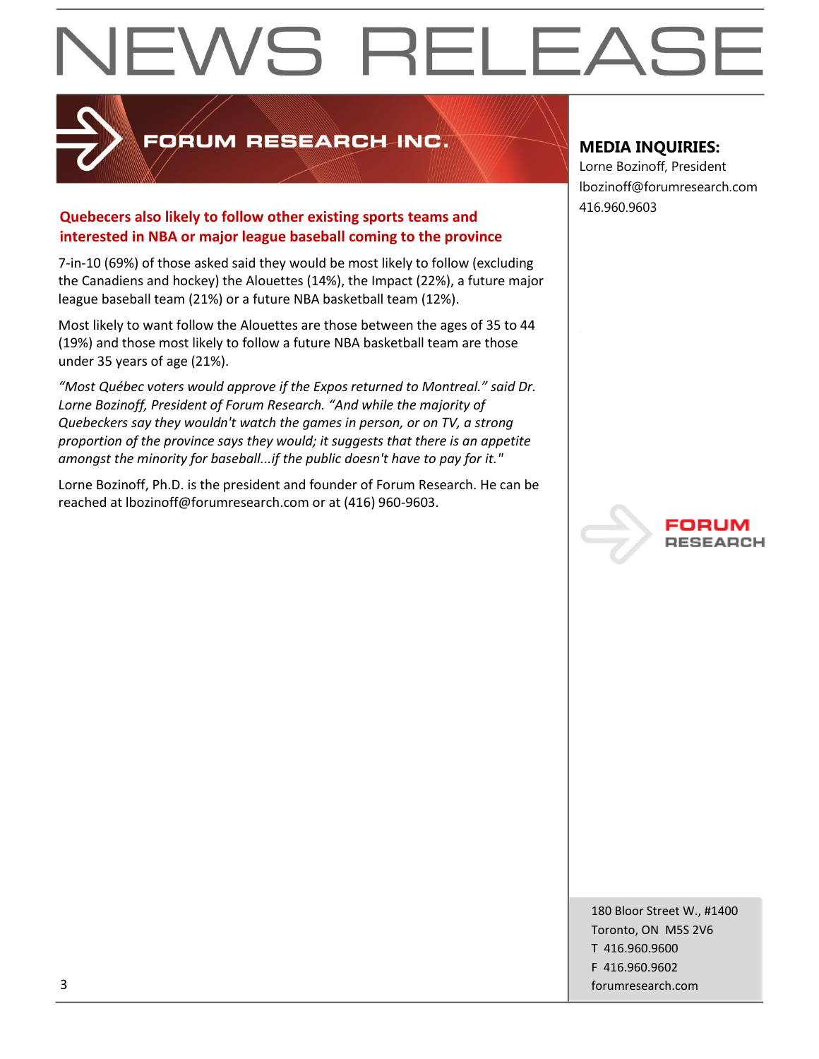## Quebecers also likely to follow other existing sports teams and interested in NBA or major league baseball coming to the province

7-in-10 (69%) of those asked said they would be most likely to follow (excluding the Canadiens and hockey) the Alouettes (14%), the Impact (22%), a future major league baseball team (21%) or a future NBA basketball team (12%).

Most likely to want follow the Alouettes are those between the ages of 35 to 44 (19%) and those most likely to follow a future NBA basketball team are those under 35 years of age (21%).

*"Most Québec voters would approve if the Expos returned to Montreal." said Dr. Lorne Bozinoff, President of Forum Research. "And while the majority of Quebeckers say they wouldn't watch the games in person, or on TV, a strong proportion of the province says they would; it suggests that there is an appetite amongst the minority for baseball...if the public doesn't have to pay for it."*

Lorne Bozinoff, Ph.D. is the president and founder of Forum Research. He can be reached at lbozinoff@forumresearch.com or at (416) 960-9603.

**MEDIA INQUIRIES:**
Lorne Bozinoff, President
lbozinoff@forumresearch.com
416.960.9603

180 Bloor Street W., #1400
Toronto, ON M5S 2V6
T 416.960.9600
F 416.960.9602
forumresearch.com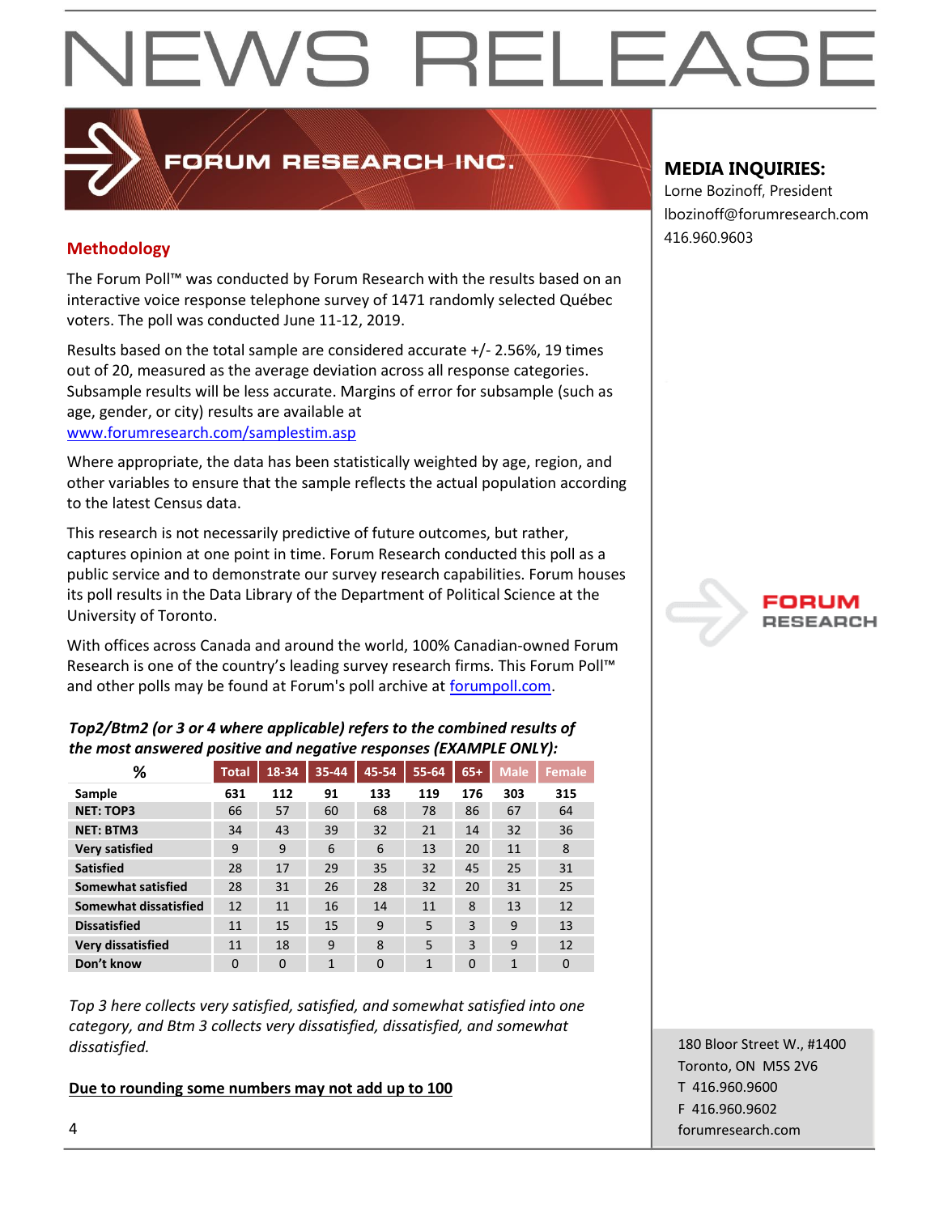# NEWS RELEASE

**FORUM RESEARCH INC.**

## Methodology

The Forum Poll™ was conducted by Forum Research with the results based on an interactive voice response telephone survey of 1471 randomly selected Québec voters. The poll was conducted June 11-12, 2019.

Results based on the total sample are considered accurate +/- 2.56%, 19 times out of 20, measured as the average deviation across all response categories. Subsample results will be less accurate. Margins of error for subsample (such as age, gender, or city) results are available at www.forumresearch.com/samplestim.asp

Where appropriate, the data has been statistically weighted by age, region, and other variables to ensure that the sample reflects the actual population according to the latest Census data.

This research is not necessarily predictive of future outcomes, but rather, captures opinion at one point in time. Forum Research conducted this poll as a public service and to demonstrate our survey research capabilities. Forum houses its poll results in the Data Library of the Department of Political Science at the University of Toronto.

With offices across Canada and around the world, 100% Canadian-owned Forum Research is one of the country's leading survey research firms. This Forum Poll™ and other polls may be found at Forum's poll archive at forumpoll.com.

***Top2/Btm2 (or 3 or 4 where applicable) refers to the combined results of the most answered positive and negative responses (EXAMPLE ONLY):***

| % | Total | 18-34 | 35-44 | 45-54 | 55-64 | 65+ | Male | Female |
|---|---|---|---|---|---|---|---|---|
| **Sample** | 631 | 112 | 91 | 133 | 119 | 176 | 303 | 315 |
| **NET: TOP3** | 66 | 57 | 60 | 68 | 78 | 86 | 67 | 64 |
| **NET: BTM3** | 34 | 43 | 39 | 32 | 21 | 14 | 32 | 36 |
| **Very satisfied** | 9 | 9 | 6 | 6 | 13 | 20 | 11 | 8 |
| **Satisfied** | 28 | 17 | 29 | 35 | 32 | 45 | 25 | 31 |
| **Somewhat satisfied** | 28 | 31 | 26 | 28 | 32 | 20 | 31 | 25 |
| **Somewhat dissatisfied** | 12 | 11 | 16 | 14 | 11 | 8 | 13 | 12 |
| **Dissatisfied** | 11 | 15 | 15 | 9 | 5 | 3 | 9 | 13 |
| **Very dissatisfied** | 11 | 18 | 9 | 8 | 5 | 3 | 9 | 12 |
| **Don't know** | 0 | 0 | 1 | 0 | 1 | 0 | 1 | 0 |

*Top 3 here collects very satisfied, satisfied, and somewhat satisfied into one category, and Btm 3 collects very dissatisfied, dissatisfied, and somewhat dissatisfied.*

**Due to rounding some numbers may not add up to 100**

**MEDIA INQUIRIES:**

Lorne Bozinoff, President
lbozinoff@forumresearch.com
416.960.9603

FORUM RESEARCH

180 Bloor Street W., #1400
Toronto, ON M5S 2V6
T 416.960.9600
F 416.960.9602
forumresearch.com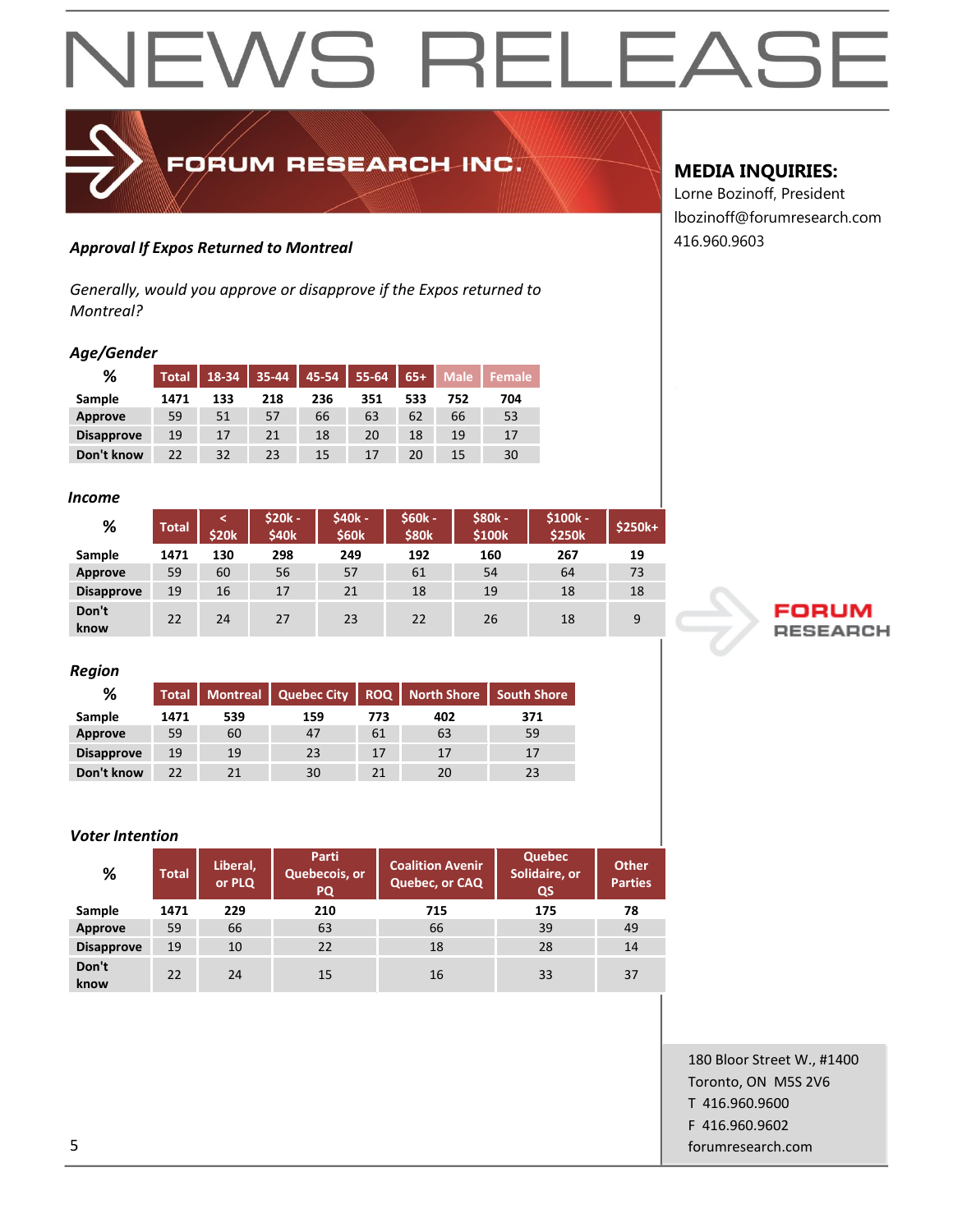# NEWS RELEASE

FORUM RESEARCH INC.

**MEDIA INQUIRIES:**
Lorne Bozinoff, President
lbozinoff@forumresearch.com
416.960.9603

***Approval If Expos Returned to Montreal***

*Generally, would you approve or disapprove if the Expos returned to Montreal?*

### *Age/Gender*

| % | Total | 18-34 | 35-44 | 45-54 | 55-64 | 65+ | Male | Female |
|---|---|---|---|---|---|---|---|---|
| **Sample** | **1471** | **133** | **218** | **236** | **351** | **533** | **752** | **704** |
| **Approve** | 59 | 51 | 57 | 66 | 63 | 62 | 66 | 53 |
| **Disapprove** | 19 | 17 | 21 | 18 | 20 | 18 | 19 | 17 |
| **Don't know** | 22 | 32 | 23 | 15 | 17 | 20 | 15 | 30 |

### *Income*

| % | Total | < $20k | $20k - $40k | $40k - $60k | $60k - $80k | $80k - $100k | $100k - $250k | $250k+ |
|---|---|---|---|---|---|---|---|---|
| **Sample** | **1471** | **130** | **298** | **249** | **192** | **160** | **267** | **19** |
| **Approve** | 59 | 60 | 56 | 57 | 61 | 54 | 64 | 73 |
| **Disapprove** | 19 | 16 | 17 | 21 | 18 | 19 | 18 | 18 |
| **Don't know** | 22 | 24 | 27 | 23 | 22 | 26 | 18 | 9 |

### *Region*

| % | Total | Montreal | Quebec City | ROQ | North Shore | South Shore |
|---|---|---|---|---|---|---|
| **Sample** | **1471** | **539** | **159** | **773** | **402** | **371** |
| **Approve** | 59 | 60 | 47 | 61 | 63 | 59 |
| **Disapprove** | 19 | 19 | 23 | 17 | 17 | 17 |
| **Don't know** | 22 | 21 | 30 | 21 | 20 | 23 |

### *Voter Intention*

| % | Total | Liberal, or PLQ | Parti Quebecois, or PQ | Coalition Avenir Quebec, or CAQ | Quebec Solidaire, or QS | Other Parties |
|---|---|---|---|---|---|---|
| **Sample** | **1471** | **229** | **210** | **715** | **175** | **78** |
| **Approve** | 59 | 66 | 63 | 66 | 39 | 49 |
| **Disapprove** | 19 | 10 | 22 | 18 | 28 | 14 |
| **Don't know** | 22 | 24 | 15 | 16 | 33 | 37 |

FORUM RESEARCH

180 Bloor Street W., #1400
Toronto, ON M5S 2V6
T 416.960.9600
F 416.960.9602
forumresearch.com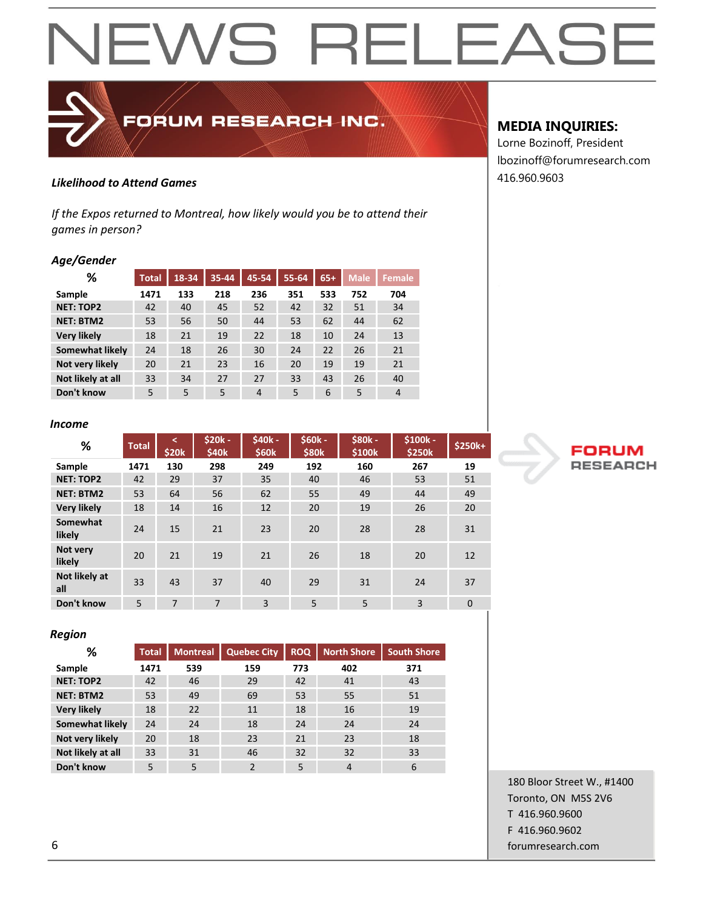# NEWS RELEASE

**FORUM RESEARCH INC.**

**MEDIA INQUIRIES:**
Lorne Bozinoff, President
lbozinoff@forumresearch.com
416.960.9603

### *Likelihood to Attend Games*

*If the Expos returned to Montreal, how likely would you be to attend their games in person?*

#### *Age/Gender*

| % | Total | 18-34 | 35-44 | 45-54 | 55-64 | 65+ | Male | Female |
|---|---|---|---|---|---|---|---|---|
| Sample | 1471 | 133 | 218 | 236 | 351 | 533 | 752 | 704 |
| NET: TOP2 | 42 | 40 | 45 | 52 | 42 | 32 | 51 | 34 |
| NET: BTM2 | 53 | 56 | 50 | 44 | 53 | 62 | 44 | 62 |
| Very likely | 18 | 21 | 19 | 22 | 18 | 10 | 24 | 13 |
| Somewhat likely | 24 | 18 | 26 | 30 | 24 | 22 | 26 | 21 |
| Not very likely | 20 | 21 | 23 | 16 | 20 | 19 | 19 | 21 |
| Not likely at all | 33 | 34 | 27 | 27 | 33 | 43 | 26 | 40 |
| Don't know | 5 | 5 | 5 | 4 | 5 | 6 | 5 | 4 |

#### *Income*

| % | Total | < $20k | $20k - $40k | $40k - $60k | $60k - $80k | $80k - $100k | $100k - $250k | $250k+ |
|---|---|---|---|---|---|---|---|---|
| Sample | 1471 | 130 | 298 | 249 | 192 | 160 | 267 | 19 |
| NET: TOP2 | 42 | 29 | 37 | 35 | 40 | 46 | 53 | 51 |
| NET: BTM2 | 53 | 64 | 56 | 62 | 55 | 49 | 44 | 49 |
| Very likely | 18 | 14 | 16 | 12 | 20 | 19 | 26 | 20 |
| Somewhat likely | 24 | 15 | 21 | 23 | 20 | 28 | 28 | 31 |
| Not very likely | 20 | 21 | 19 | 21 | 26 | 18 | 20 | 12 |
| Not likely at all | 33 | 43 | 37 | 40 | 29 | 31 | 24 | 37 |
| Don't know | 5 | 7 | 7 | 3 | 5 | 5 | 3 | 0 |

#### *Region*

| % | Total | Montreal | Quebec City | ROQ | North Shore | South Shore |
|---|---|---|---|---|---|---|
| Sample | 1471 | 539 | 159 | 773 | 402 | 371 |
| NET: TOP2 | 42 | 46 | 29 | 42 | 41 | 43 |
| NET: BTM2 | 53 | 49 | 69 | 53 | 55 | 51 |
| Very likely | 18 | 22 | 11 | 18 | 16 | 19 |
| Somewhat likely | 24 | 24 | 18 | 24 | 24 | 24 |
| Not very likely | 20 | 18 | 23 | 21 | 23 | 18 |
| Not likely at all | 33 | 31 | 46 | 32 | 32 | 33 |
| Don't know | 5 | 5 | 2 | 5 | 4 | 6 |

180 Bloor Street W., #1400
Toronto, ON M5S 2V6
T 416.960.9600
F 416.960.9602
forumresearch.com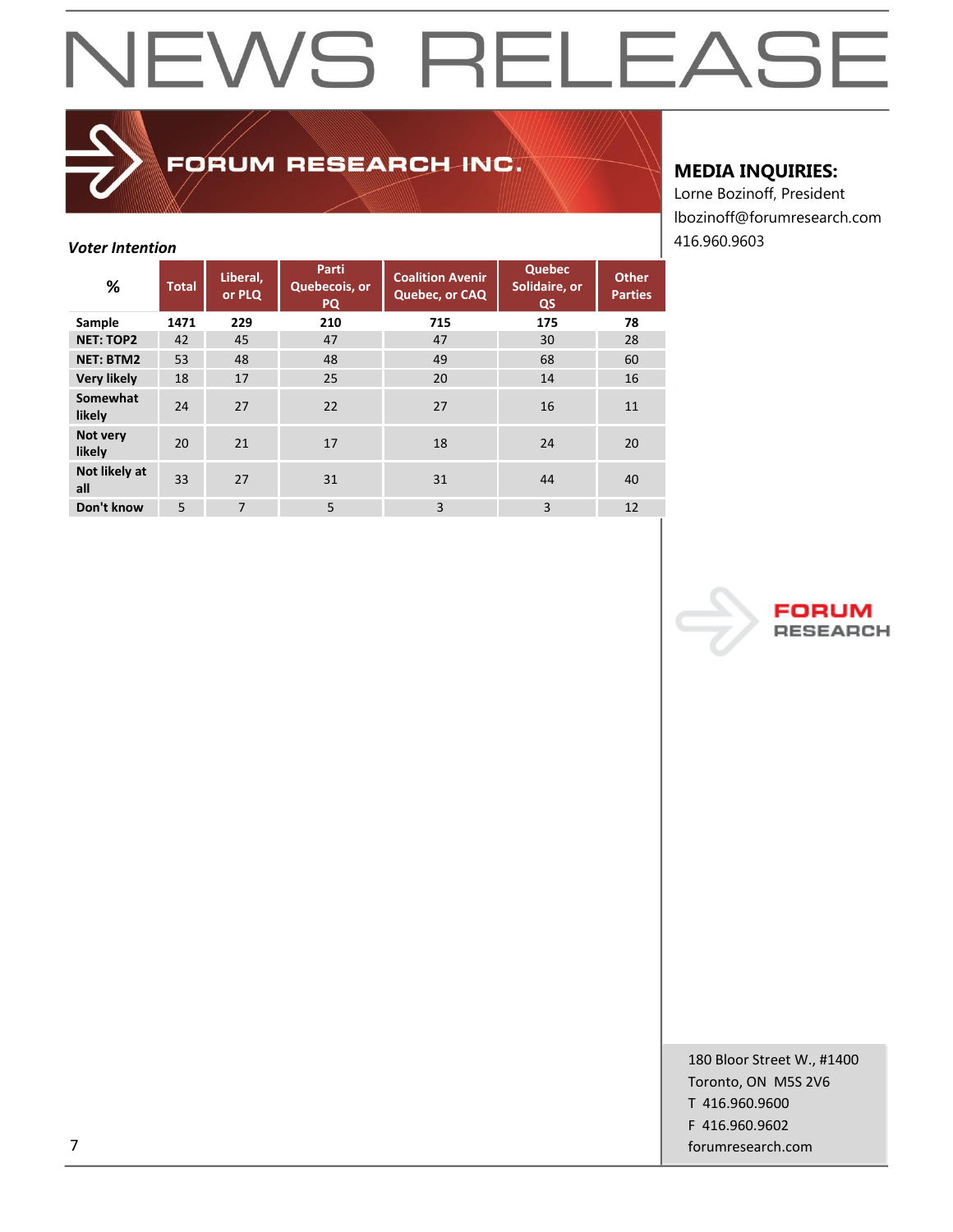# NEWS RELEASE

FORUM RESEARCH INC.

**MEDIA INQUIRIES:**
Lorne Bozinoff, President
lbozinoff@forumresearch.com
416.960.9603

***Voter Intention***

| % | Total | Liberal, or PLQ | Parti Quebecois, or PQ | Coalition Avenir Quebec, or CAQ | Quebec Solidaire, or QS | Other Parties |
|---|---|---|---|---|---|---|
| **Sample** | **1471** | **229** | **210** | **715** | **175** | **78** |
| **NET: TOP2** | 42 | 45 | 47 | 47 | 30 | 28 |
| **NET: BTM2** | 53 | 48 | 48 | 49 | 68 | 60 |
| **Very likely** | 18 | 17 | 25 | 20 | 14 | 16 |
| **Somewhat likely** | 24 | 27 | 22 | 27 | 16 | 11 |
| **Not very likely** | 20 | 21 | 17 | 18 | 24 | 20 |
| **Not likely at all** | 33 | 27 | 31 | 31 | 44 | 40 |
| **Don't know** | 5 | 7 | 5 | 3 | 3 | 12 |

FORUM RESEARCH

180 Bloor Street W., #1400
Toronto, ON M5S 2V6
T 416.960.9600
F 416.960.9602
forumresearch.com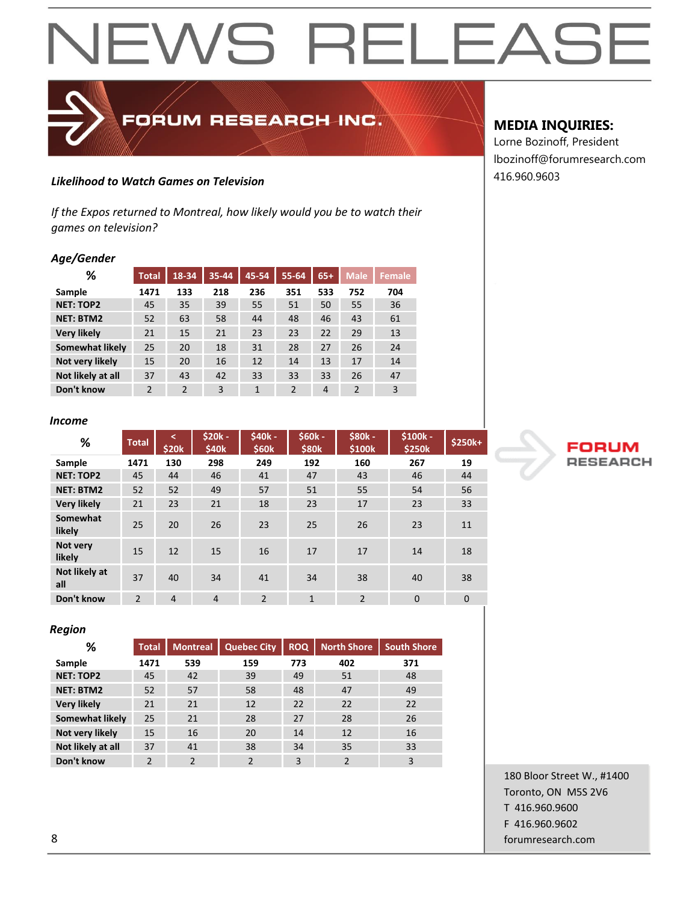# NEWS RELEASE

FORUM RESEARCH INC.

**MEDIA INQUIRIES:**
Lorne Bozinoff, President
lbozinoff@forumresearch.com
416.960.9603

***Likelihood to Watch Games on Television***

*If the Expos returned to Montreal, how likely would you be to watch their games on television?*

***Age/Gender***

| % | Total | 18-34 | 35-44 | 45-54 | 55-64 | 65+ | Male | Female |
|---|---|---|---|---|---|---|---|---|
| **Sample** | 1471 | 133 | 218 | 236 | 351 | 533 | 752 | 704 |
| **NET: TOP2** | 45 | 35 | 39 | 55 | 51 | 50 | 55 | 36 |
| **NET: BTM2** | 52 | 63 | 58 | 44 | 48 | 46 | 43 | 61 |
| **Very likely** | 21 | 15 | 21 | 23 | 23 | 22 | 29 | 13 |
| **Somewhat likely** | 25 | 20 | 18 | 31 | 28 | 27 | 26 | 24 |
| **Not very likely** | 15 | 20 | 16 | 12 | 14 | 13 | 17 | 14 |
| **Not likely at all** | 37 | 43 | 42 | 33 | 33 | 33 | 26 | 47 |
| **Don't know** | 2 | 2 | 3 | 1 | 2 | 4 | 2 | 3 |

***Income***

| % | Total | < $20k | $20k - $40k | $40k - $60k | $60k - $80k | $80k - $100k | $100k - $250k | $250k+ |
|---|---|---|---|---|---|---|---|---|
| **Sample** | 1471 | 130 | 298 | 249 | 192 | 160 | 267 | 19 |
| **NET: TOP2** | 45 | 44 | 46 | 41 | 47 | 43 | 46 | 44 |
| **NET: BTM2** | 52 | 52 | 49 | 57 | 51 | 55 | 54 | 56 |
| **Very likely** | 21 | 23 | 21 | 18 | 23 | 17 | 23 | 33 |
| **Somewhat likely** | 25 | 20 | 26 | 23 | 25 | 26 | 23 | 11 |
| **Not very likely** | 15 | 12 | 15 | 16 | 17 | 17 | 14 | 18 |
| **Not likely at all** | 37 | 40 | 34 | 41 | 34 | 38 | 40 | 38 |
| **Don't know** | 2 | 4 | 4 | 2 | 1 | 2 | 0 | 0 |

***Region***

| % | Total | Montreal | Quebec City | ROQ | North Shore | South Shore |
|---|---|---|---|---|---|---|
| **Sample** | 1471 | 539 | 159 | 773 | 402 | 371 |
| **NET: TOP2** | 45 | 42 | 39 | 49 | 51 | 48 |
| **NET: BTM2** | 52 | 57 | 58 | 48 | 47 | 49 |
| **Very likely** | 21 | 21 | 12 | 22 | 22 | 22 |
| **Somewhat likely** | 25 | 21 | 28 | 27 | 28 | 26 |
| **Not very likely** | 15 | 16 | 20 | 14 | 12 | 16 |
| **Not likely at all** | 37 | 41 | 38 | 34 | 35 | 33 |
| **Don't know** | 2 | 2 | 2 | 3 | 2 | 3 |

180 Bloor Street W., #1400
Toronto, ON M5S 2V6
T 416.960.9600
F 416.960.9602
forumresearch.com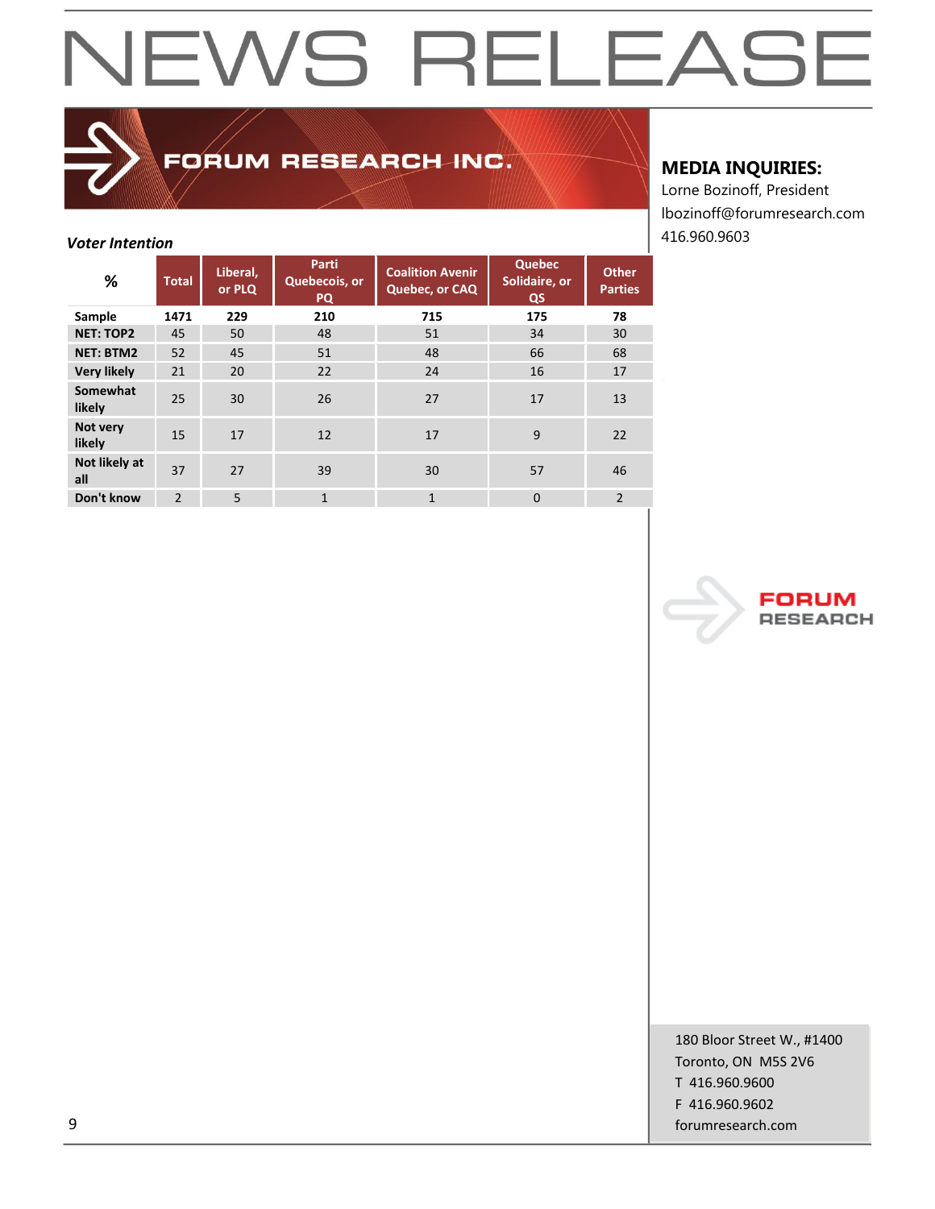# NEWS RELEASE

FORUM RESEARCH INC.

**MEDIA INQUIRIES:**
Lorne Bozinoff, President
lbozinoff@forumresearch.com
416.960.9603

***Voter Intention***

| % | Total | Liberal, or PLQ | Parti Quebecois, or PQ | Coalition Avenir Quebec, or CAQ | Quebec Solidaire, or QS | Other Parties |
|---|---|---|---|---|---|---|
| **Sample** | **1471** | **229** | **210** | **715** | **175** | **78** |
| **NET: TOP2** | 45 | 50 | 48 | 51 | 34 | 30 |
| **NET: BTM2** | 52 | 45 | 51 | 48 | 66 | 68 |
| **Very likely** | 21 | 20 | 22 | 24 | 16 | 17 |
| **Somewhat likely** | 25 | 30 | 26 | 27 | 17 | 13 |
| **Not very likely** | 15 | 17 | 12 | 17 | 9 | 22 |
| **Not likely at all** | 37 | 27 | 39 | 30 | 57 | 46 |
| **Don't know** | 2 | 5 | 1 | 1 | 0 | 2 |

FORUM RESEARCH

180 Bloor Street W., #1400
Toronto, ON M5S 2V6
T 416.960.9600
F 416.960.9602
forumresearch.com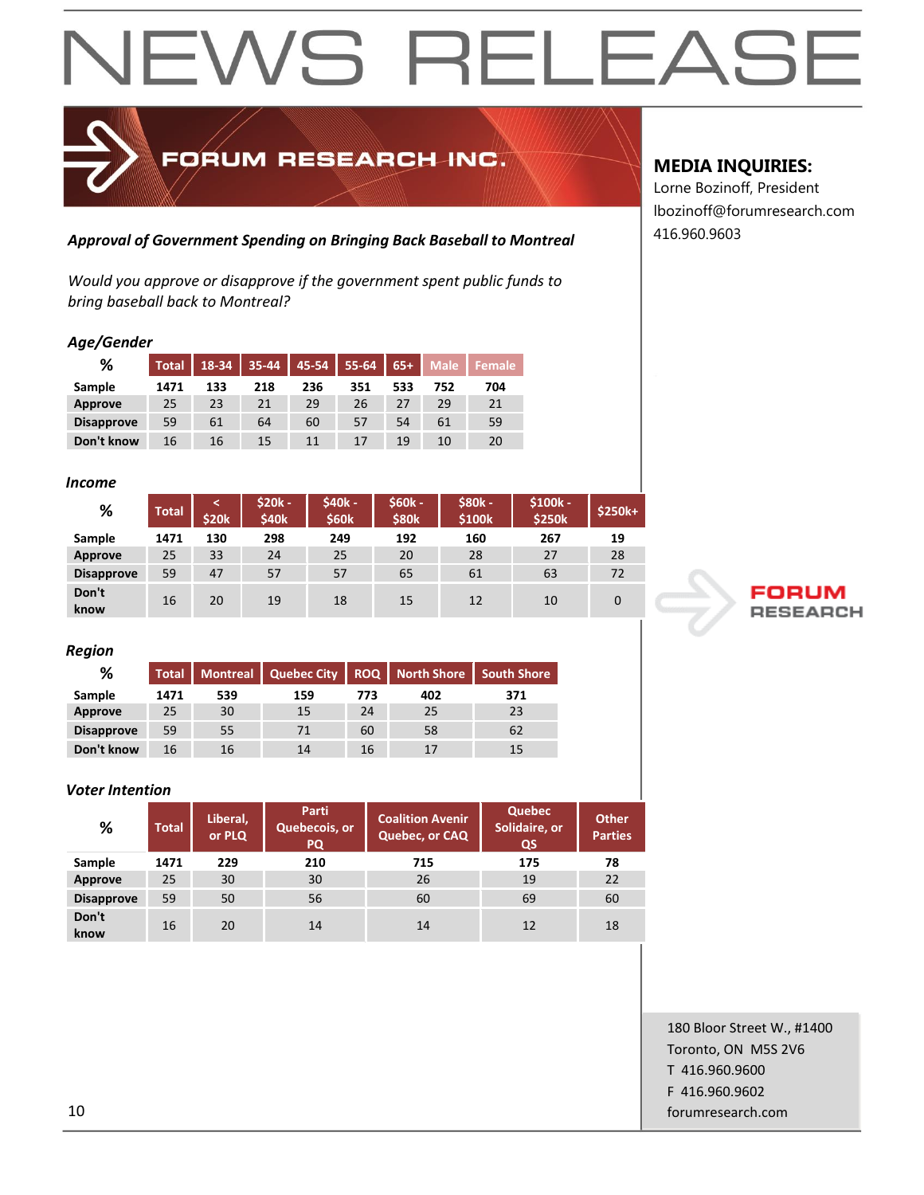# NEWS RELEASE

**FORUM RESEARCH INC.**

**MEDIA INQUIRIES:**
Lorne Bozinoff, President
lbozinoff@forumresearch.com
416.960.9603

***Approval of Government Spending on Bringing Back Baseball to Montreal***

*Would you approve or disapprove if the government spent public funds to bring baseball back to Montreal?*

***Age/Gender***

| % | Total | 18-34 | 35-44 | 45-54 | 55-64 | 65+ | Male | Female |
|---|---|---|---|---|---|---|---|---|
| **Sample** | **1471** | **133** | **218** | **236** | **351** | **533** | **752** | **704** |
| **Approve** | 25 | 23 | 21 | 29 | 26 | 27 | 29 | 21 |
| **Disapprove** | 59 | 61 | 64 | 60 | 57 | 54 | 61 | 59 |
| **Don't know** | 16 | 16 | 15 | 11 | 17 | 19 | 10 | 20 |

***Income***

| % | Total | < $20k | $20k - $40k | $40k - $60k | $60k - $80k | $80k - $100k | $100k - $250k | $250k+ |
|---|---|---|---|---|---|---|---|---|
| **Sample** | **1471** | **130** | **298** | **249** | **192** | **160** | **267** | **19** |
| **Approve** | 25 | 33 | 24 | 25 | 20 | 28 | 27 | 28 |
| **Disapprove** | 59 | 47 | 57 | 57 | 65 | 61 | 63 | 72 |
| **Don't know** | 16 | 20 | 19 | 18 | 15 | 12 | 10 | 0 |

***Region***

| % | Total | Montreal | Quebec City | ROQ | North Shore | South Shore |
|---|---|---|---|---|---|---|
| **Sample** | **1471** | **539** | **159** | **773** | **402** | **371** |
| **Approve** | 25 | 30 | 15 | 24 | 25 | 23 |
| **Disapprove** | 59 | 55 | 71 | 60 | 58 | 62 |
| **Don't know** | 16 | 16 | 14 | 16 | 17 | 15 |

***Voter Intention***

| % | Total | Liberal, or PLQ | Parti Quebecois, or PQ | Coalition Avenir Quebec, or CAQ | Quebec Solidaire, or QS | Other Parties |
|---|---|---|---|---|---|---|
| **Sample** | **1471** | **229** | **210** | **715** | **175** | **78** |
| **Approve** | 25 | 30 | 30 | 26 | 19 | 22 |
| **Disapprove** | 59 | 50 | 56 | 60 | 69 | 60 |
| **Don't know** | 16 | 20 | 14 | 14 | 12 | 18 |

**FORUM RESEARCH**

180 Bloor Street W., #1400
Toronto, ON M5S 2V6
T 416.960.9600
F 416.960.9602
forumresearch.com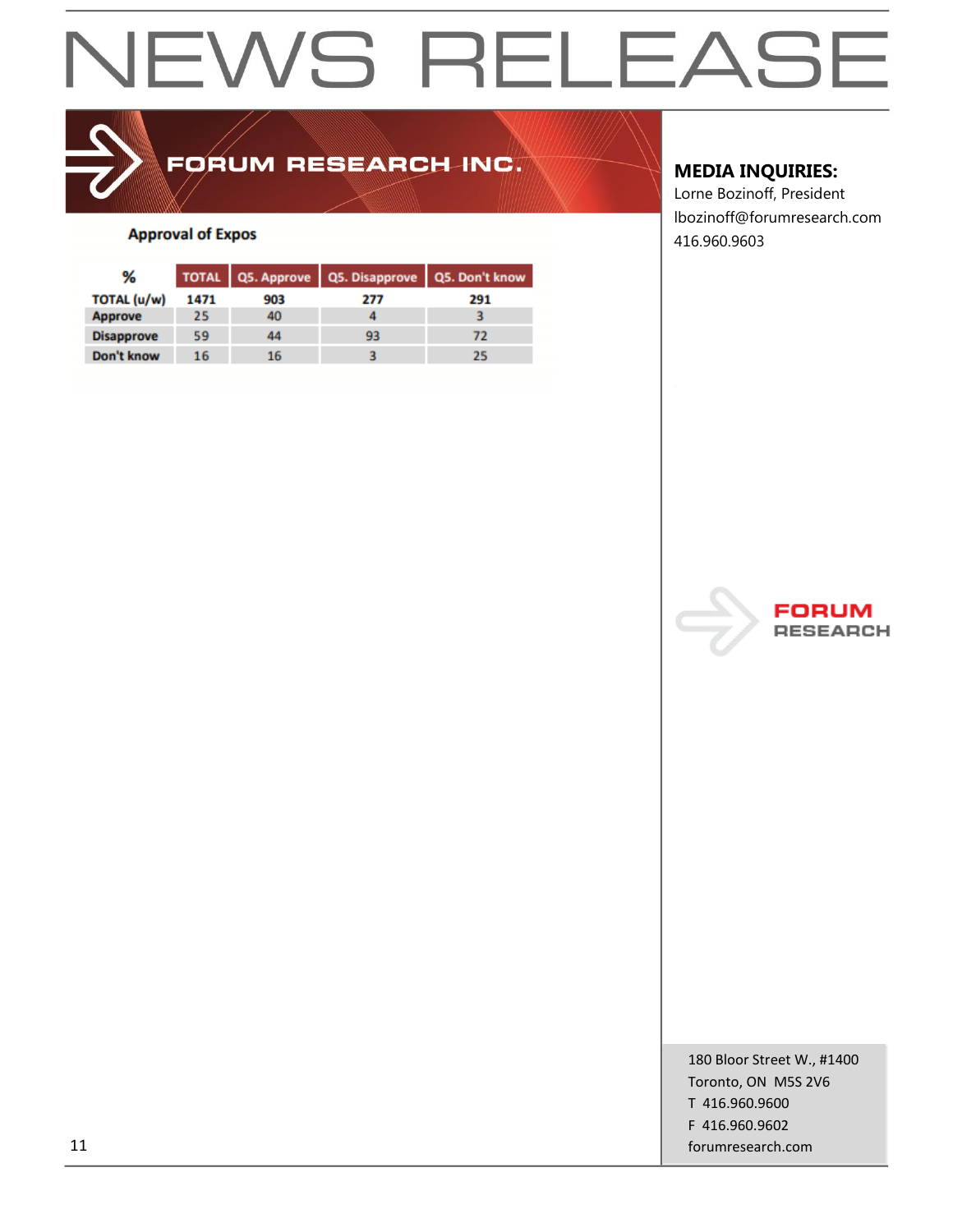# NEWS RELEASE

**FORUM RESEARCH INC.**

**MEDIA INQUIRIES:**
Lorne Bozinoff, President
lbozinoff@forumresearch.com
416.960.9603

**Approval of Expos**

| % | TOTAL | Q5. Approve | Q5. Disapprove | Q5. Don't know |
|---|---|---|---|---|
| TOTAL (u/w) | 1471 | 903 | 277 | 291 |
| Approve | 25 | 40 | 4 | 3 |
| Disapprove | 59 | 44 | 93 | 72 |
| Don't know | 16 | 16 | 3 | 25 |

FORUM RESEARCH

180 Bloor Street W., #1400
Toronto, ON M5S 2V6
T 416.960.9600
F 416.960.9602
forumresearch.com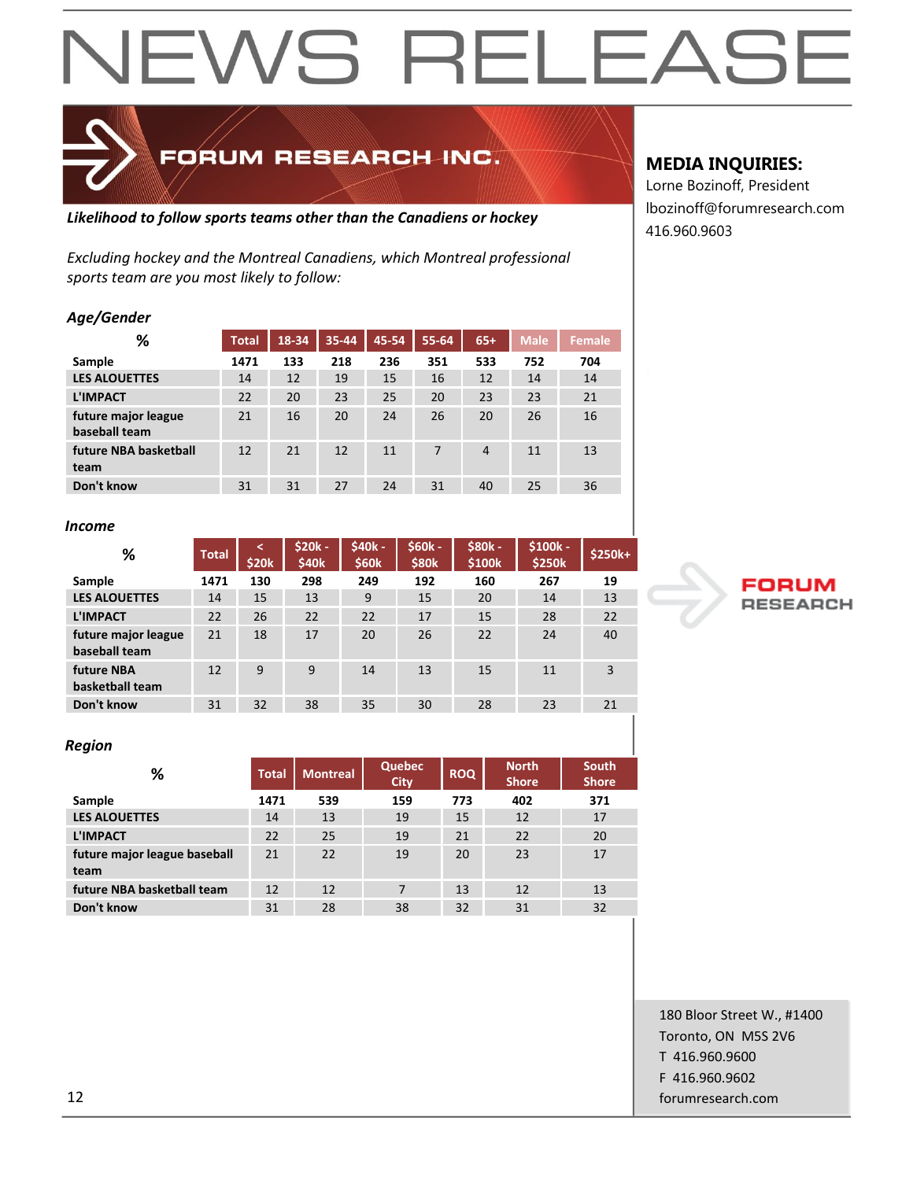# NEWS RELEASE

FORUM RESEARCH INC.

**MEDIA INQUIRIES:**
Lorne Bozinoff, President
lbozinoff@forumresearch.com
416.960.9603

***Likelihood to follow sports teams other than the Canadiens or hockey***

*Excluding hockey and the Montreal Canadiens, which Montreal professional sports team are you most likely to follow:*

***Age/Gender***

| % | Total | 18-34 | 35-44 | 45-54 | 55-64 | 65+ | Male | Female |
|---|---|---|---|---|---|---|---|---|
| **Sample** | **1471** | **133** | **218** | **236** | **351** | **533** | **752** | **704** |
| **LES ALOUETTES** | 14 | 12 | 19 | 15 | 16 | 12 | 14 | 14 |
| **L'IMPACT** | 22 | 20 | 23 | 25 | 20 | 23 | 23 | 21 |
| **future major league baseball team** | 21 | 16 | 20 | 24 | 26 | 20 | 26 | 16 |
| **future NBA basketball team** | 12 | 21 | 12 | 11 | 7 | 4 | 11 | 13 |
| **Don't know** | 31 | 31 | 27 | 24 | 31 | 40 | 25 | 36 |

***Income***

| % | Total | < $20k | $20k - $40k | $40k - $60k | $60k - $80k | $80k - $100k | $100k - $250k | $250k+ |
|---|---|---|---|---|---|---|---|---|
| **Sample** | **1471** | **130** | **298** | **249** | **192** | **160** | **267** | **19** |
| **LES ALOUETTES** | 14 | 15 | 13 | 9 | 15 | 20 | 14 | 13 |
| **L'IMPACT** | 22 | 26 | 22 | 22 | 17 | 15 | 28 | 22 |
| **future major league baseball team** | 21 | 18 | 17 | 20 | 26 | 22 | 24 | 40 |
| **future NBA basketball team** | 12 | 9 | 9 | 14 | 13 | 15 | 11 | 3 |
| **Don't know** | 31 | 32 | 38 | 35 | 30 | 28 | 23 | 21 |

***Region***

| % | Total | Montreal | Quebec City | ROQ | North Shore | South Shore |
|---|---|---|---|---|---|---|
| **Sample** | **1471** | **539** | **159** | **773** | **402** | **371** |
| **LES ALOUETTES** | 14 | 13 | 19 | 15 | 12 | 17 |
| **L'IMPACT** | 22 | 25 | 19 | 21 | 22 | 20 |
| **future major league baseball team** | 21 | 22 | 19 | 20 | 23 | 17 |
| **future NBA basketball team** | 12 | 12 | 7 | 13 | 12 | 13 |
| **Don't know** | 31 | 28 | 38 | 32 | 31 | 32 |

FORUM RESEARCH

180 Bloor Street W., #1400
Toronto, ON M5S 2V6
T 416.960.9600
F 416.960.9602
forumresearch.com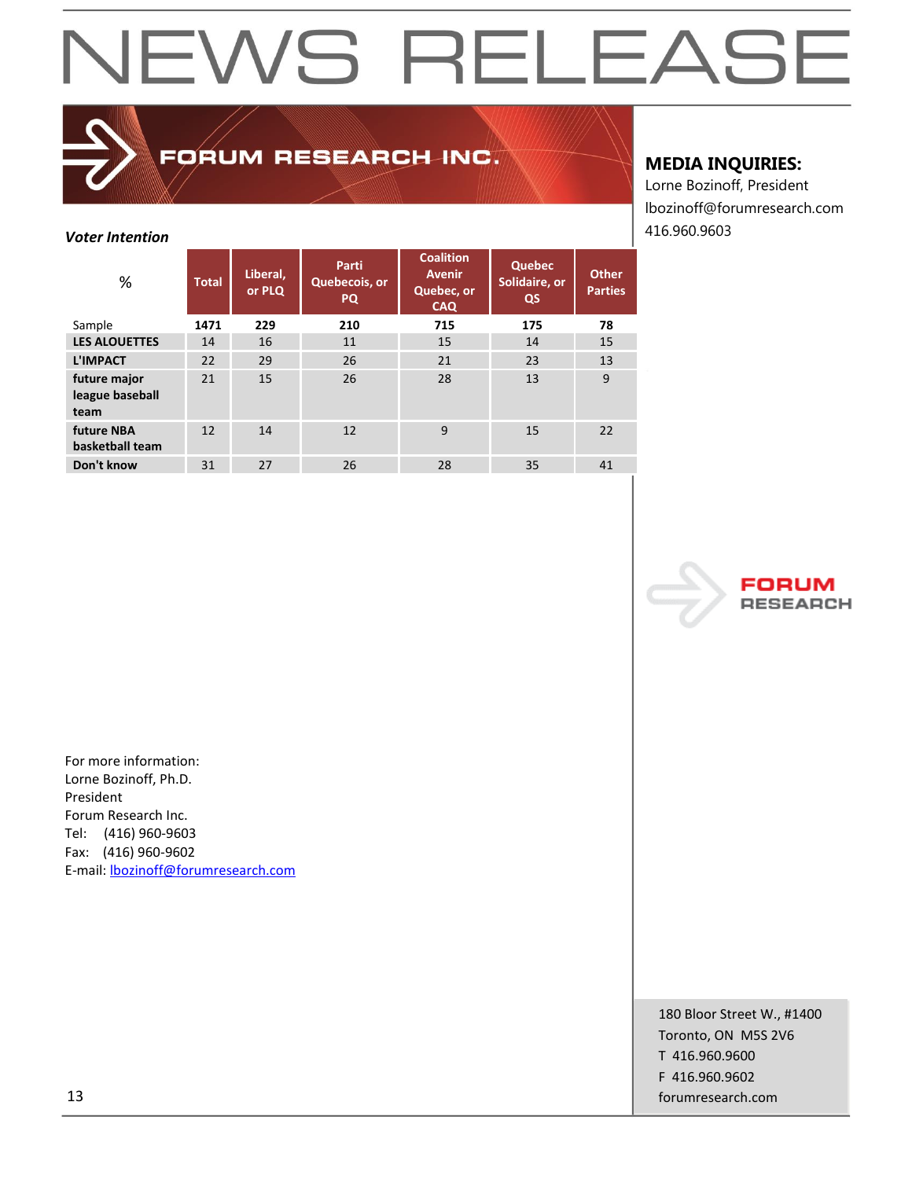# NEWS RELEASE

FORUM RESEARCH INC.

**MEDIA INQUIRIES:**
Lorne Bozinoff, President
lbozinoff@forumresearch.com
416.960.9603

***Voter Intention***

| % | Total | Liberal, or PLQ | Parti Quebecois, or PQ | Coalition Avenir Quebec, or CAQ | Quebec Solidaire, or QS | Other Parties |
|---|---|---|---|---|---|---|
| Sample | **1471** | **229** | **210** | **715** | **175** | **78** |
| **LES ALOUETTES** | 14 | 16 | 11 | 15 | 14 | 15 |
| **L'IMPACT** | 22 | 29 | 26 | 21 | 23 | 13 |
| **future major league baseball team** | 21 | 15 | 26 | 28 | 13 | 9 |
| **future NBA basketball team** | 12 | 14 | 12 | 9 | 15 | 22 |
| **Don't know** | 31 | 27 | 26 | 28 | 35 | 41 |

FORUM RESEARCH

For more information:
Lorne Bozinoff, Ph.D.
President
Forum Research Inc.
Tel: (416) 960-9603
Fax: (416) 960-9602
E-mail: lbozinoff@forumresearch.com

180 Bloor Street W., #1400
Toronto, ON M5S 2V6
T 416.960.9600
F 416.960.9602
forumresearch.com